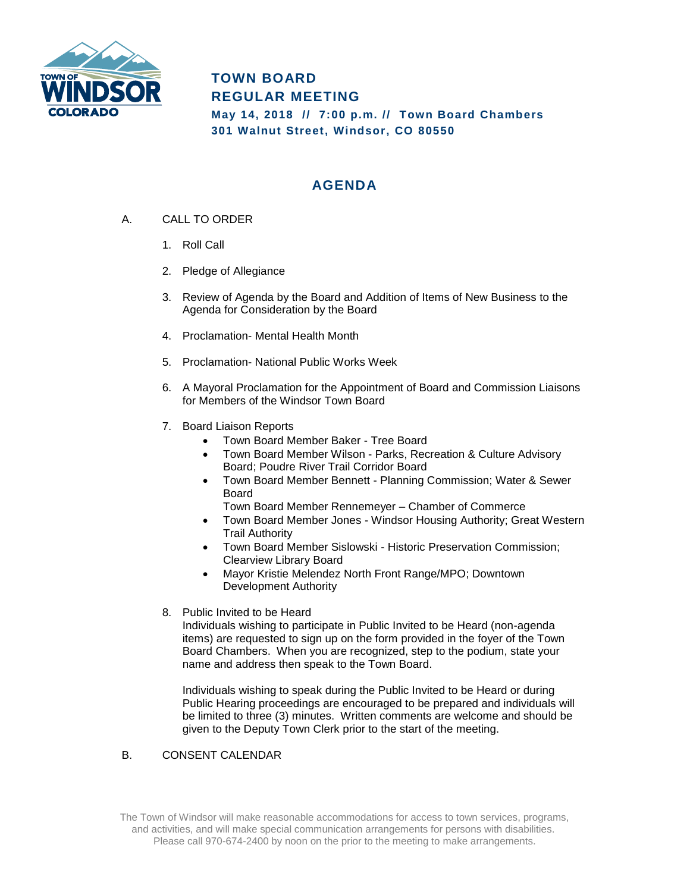# TOWN BOARD
# REGULAR MEETING

**May 14, 2018 // 7:00 p.m. // Town Board Chambers**
**301 Walnut Street, Windsor, CO 80550**

## AGENDA

A. CALL TO ORDER

1. Roll Call

2. Pledge of Allegiance

3. Review of Agenda by the Board and Addition of Items of New Business to the Agenda for Consideration by the Board

4. Proclamation- Mental Health Month

5. Proclamation- National Public Works Week

6. A Mayoral Proclamation for the Appointment of Board and Commission Liaisons for Members of the Windsor Town Board

7. Board Liaison Reports
   - Town Board Member Baker - Tree Board
   - Town Board Member Wilson - Parks, Recreation & Culture Advisory Board; Poudre River Trail Corridor Board
   - Town Board Member Bennett - Planning Commission; Water & Sewer Board

     Town Board Member Rennemeyer – Chamber of Commerce
   - Town Board Member Jones - Windsor Housing Authority; Great Western Trail Authority
   - Town Board Member Sislowski - Historic Preservation Commission; Clearview Library Board
   - Mayor Kristie Melendez North Front Range/MPO; Downtown Development Authority

8. Public Invited to be Heard

   Individuals wishing to participate in Public Invited to be Heard (non-agenda items) are requested to sign up on the form provided in the foyer of the Town Board Chambers. When you are recognized, step to the podium, state your name and address then speak to the Town Board.

   Individuals wishing to speak during the Public Invited to be Heard or during Public Hearing proceedings are encouraged to be prepared and individuals will be limited to three (3) minutes. Written comments are welcome and should be given to the Deputy Town Clerk prior to the start of the meeting.

B. CONSENT CALENDAR

The Town of Windsor will make reasonable accommodations for access to town services, programs, and activities, and will make special communication arrangements for persons with disabilities. Please call 970-674-2400 by noon on the prior to the meeting to make arrangements.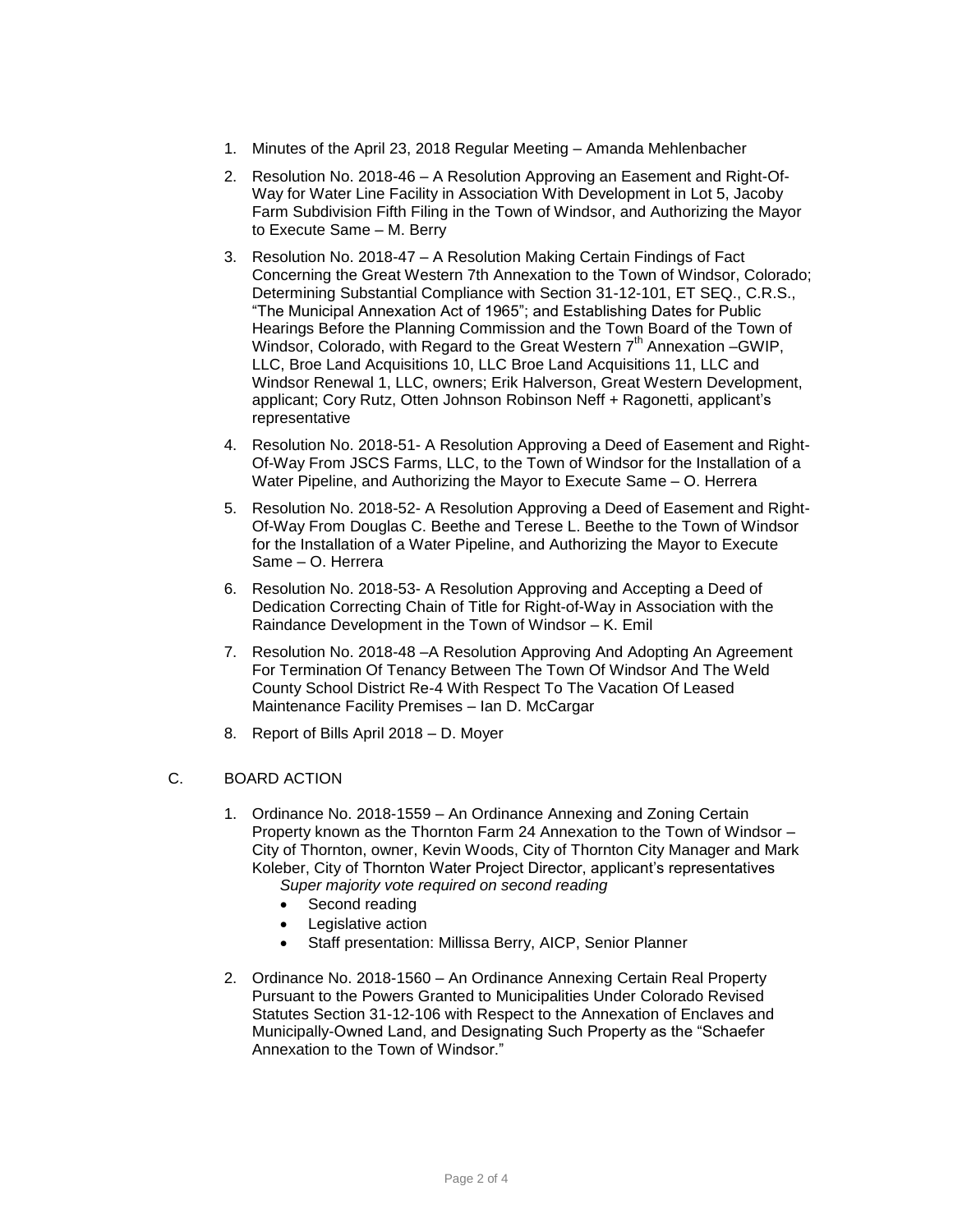1. Minutes of the April 23, 2018 Regular Meeting – Amanda Mehlenbacher
2. Resolution No. 2018-46 – A Resolution Approving an Easement and Right-Of-Way for Water Line Facility in Association With Development in Lot 5, Jacoby Farm Subdivision Fifth Filing in the Town of Windsor, and Authorizing the Mayor to Execute Same – M. Berry
3. Resolution No. 2018-47 – A Resolution Making Certain Findings of Fact Concerning the Great Western 7th Annexation to the Town of Windsor, Colorado; Determining Substantial Compliance with Section 31-12-101, ET SEQ., C.R.S., "The Municipal Annexation Act of 1965"; and Establishing Dates for Public Hearings Before the Planning Commission and the Town Board of the Town of Windsor, Colorado, with Regard to the Great Western 7th Annexation –GWIP, LLC, Broe Land Acquisitions 10, LLC Broe Land Acquisitions 11, LLC and Windsor Renewal 1, LLC, owners; Erik Halverson, Great Western Development, applicant; Cory Rutz, Otten Johnson Robinson Neff + Ragonetti, applicant's representative
4. Resolution No. 2018-51- A Resolution Approving a Deed of Easement and Right-Of-Way From JSCS Farms, LLC, to the Town of Windsor for the Installation of a Water Pipeline, and Authorizing the Mayor to Execute Same – O. Herrera
5. Resolution No. 2018-52- A Resolution Approving a Deed of Easement and Right-Of-Way From Douglas C. Beethe and Terese L. Beethe to the Town of Windsor for the Installation of a Water Pipeline, and Authorizing the Mayor to Execute Same – O. Herrera
6. Resolution No. 2018-53- A Resolution Approving and Accepting a Deed of Dedication Correcting Chain of Title for Right-of-Way in Association with the Raindance Development in the Town of Windsor – K. Emil
7. Resolution No. 2018-48 –A Resolution Approving And Adopting An Agreement For Termination Of Tenancy Between The Town Of Windsor And The Weld County School District Re-4 With Respect To The Vacation Of Leased Maintenance Facility Premises – Ian D. McCargar
8. Report of Bills April 2018 – D. Moyer

C. BOARD ACTION

1. Ordinance No. 2018-1559 – An Ordinance Annexing and Zoning Certain Property known as the Thornton Farm 24 Annexation to the Town of Windsor – City of Thornton, owner, Kevin Woods, City of Thornton City Manager and Mark Koleber, City of Thornton Water Project Director, applicant's representatives
   *Super majority vote required on second reading*
   - Second reading
   - Legislative action
   - Staff presentation: Millissa Berry, AICP, Senior Planner
2. Ordinance No. 2018-1560 – An Ordinance Annexing Certain Real Property Pursuant to the Powers Granted to Municipalities Under Colorado Revised Statutes Section 31-12-106 with Respect to the Annexation of Enclaves and Municipally-Owned Land, and Designating Such Property as the "Schaefer Annexation to the Town of Windsor."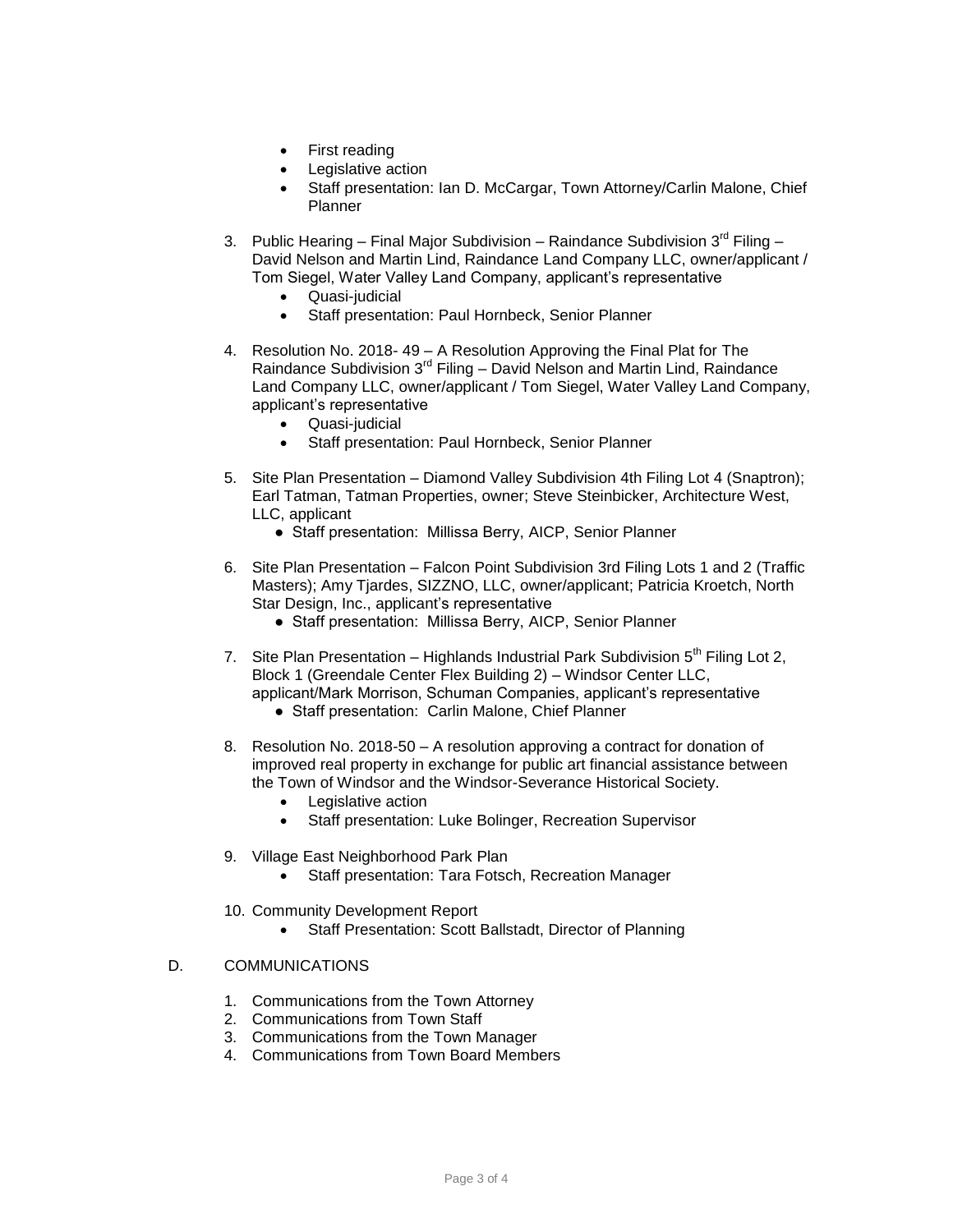- First reading
- Legislative action
- Staff presentation: Ian D. McCargar, Town Attorney/Carlin Malone, Chief Planner

3. Public Hearing – Final Major Subdivision – Raindance Subdivision 3rd Filing – David Nelson and Martin Lind, Raindance Land Company LLC, owner/applicant / Tom Siegel, Water Valley Land Company, applicant's representative
   - Quasi-judicial
   - Staff presentation: Paul Hornbeck, Senior Planner

4. Resolution No. 2018- 49 – A Resolution Approving the Final Plat for The Raindance Subdivision 3rd Filing – David Nelson and Martin Lind, Raindance Land Company LLC, owner/applicant / Tom Siegel, Water Valley Land Company, applicant's representative
   - Quasi-judicial
   - Staff presentation: Paul Hornbeck, Senior Planner

5. Site Plan Presentation – Diamond Valley Subdivision 4th Filing Lot 4 (Snaptron); Earl Tatman, Tatman Properties, owner; Steve Steinbicker, Architecture West, LLC, applicant
   - Staff presentation: Millissa Berry, AICP, Senior Planner

6. Site Plan Presentation – Falcon Point Subdivision 3rd Filing Lots 1 and 2 (Traffic Masters); Amy Tjardes, SIZZNO, LLC, owner/applicant; Patricia Kroetch, North Star Design, Inc., applicant's representative
   - Staff presentation: Millissa Berry, AICP, Senior Planner

7. Site Plan Presentation – Highlands Industrial Park Subdivision 5th Filing Lot 2, Block 1 (Greendale Center Flex Building 2) – Windsor Center LLC, applicant/Mark Morrison, Schuman Companies, applicant's representative
   - Staff presentation: Carlin Malone, Chief Planner

8. Resolution No. 2018-50 – A resolution approving a contract for donation of improved real property in exchange for public art financial assistance between the Town of Windsor and the Windsor-Severance Historical Society.
   - Legislative action
   - Staff presentation: Luke Bolinger, Recreation Supervisor

9. Village East Neighborhood Park Plan
   - Staff presentation: Tara Fotsch, Recreation Manager

10. Community Development Report
    - Staff Presentation: Scott Ballstadt, Director of Planning

D. COMMUNICATIONS

1. Communications from the Town Attorney
2. Communications from Town Staff
3. Communications from the Town Manager
4. Communications from Town Board Members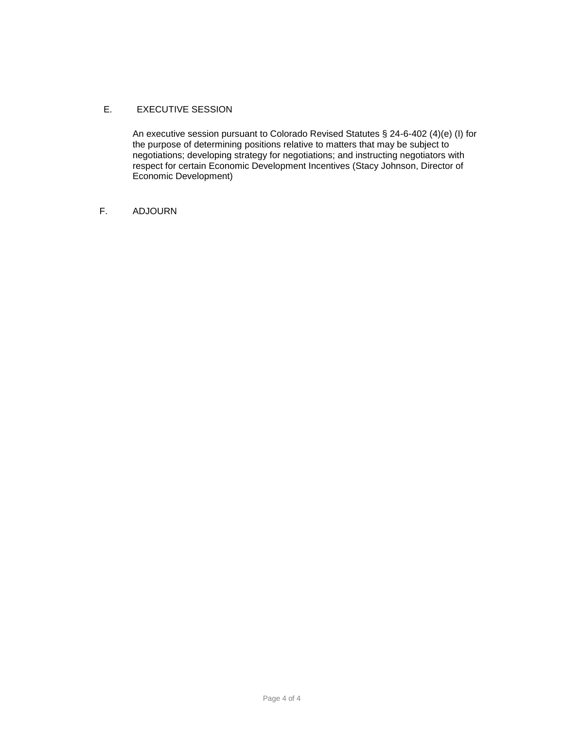E. EXECUTIVE SESSION

An executive session pursuant to Colorado Revised Statutes § 24-6-402 (4)(e) (I) for the purpose of determining positions relative to matters that may be subject to negotiations; developing strategy for negotiations; and instructing negotiators with respect for certain Economic Development Incentives (Stacy Johnson, Director of Economic Development)

F. ADJOURN